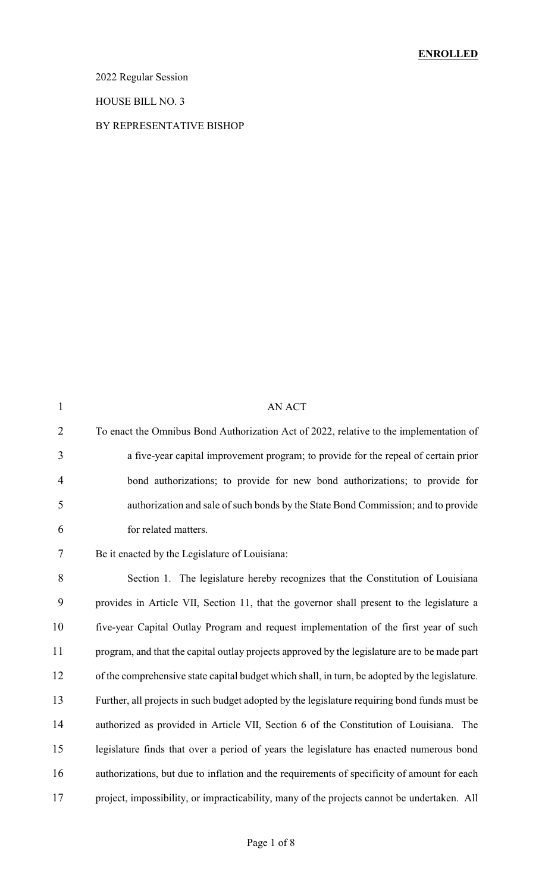**ENROLLED**

2022 Regular Session

HOUSE BILL NO. 3

BY REPRESENTATIVE BISHOP

AN ACT

To enact the Omnibus Bond Authorization Act of 2022, relative to the implementation of a five-year capital improvement program; to provide for the repeal of certain prior bond authorizations; to provide for new bond authorizations; to provide for authorization and sale of such bonds by the State Bond Commission; and to provide for related matters.

Be it enacted by the Legislature of Louisiana:

Section 1. The legislature hereby recognizes that the Constitution of Louisiana provides in Article VII, Section 11, that the governor shall present to the legislature a five-year Capital Outlay Program and request implementation of the first year of such program, and that the capital outlay projects approved by the legislature are to be made part of the comprehensive state capital budget which shall, in turn, be adopted by the legislature. Further, all projects in such budget adopted by the legislature requiring bond funds must be authorized as provided in Article VII, Section 6 of the Constitution of Louisiana. The legislature finds that over a period of years the legislature has enacted numerous bond authorizations, but due to inflation and the requirements of specificity of amount for each project, impossibility, or impracticability, many of the projects cannot be undertaken. All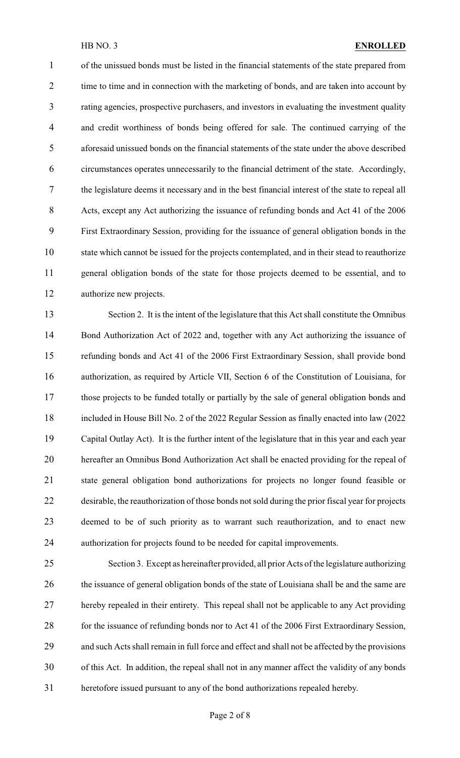of the unissued bonds must be listed in the financial statements of the state prepared from time to time and in connection with the marketing of bonds, and are taken into account by rating agencies, prospective purchasers, and investors in evaluating the investment quality and credit worthiness of bonds being offered for sale. The continued carrying of the aforesaid unissued bonds on the financial statements of the state under the above described circumstances operates unnecessarily to the financial detriment of the state. Accordingly, the legislature deems it necessary and in the best financial interest of the state to repeal all Acts, except any Act authorizing the issuance of refunding bonds and Act 41 of the 2006 First Extraordinary Session, providing for the issuance of general obligation bonds in the state which cannot be issued for the projects contemplated, and in their stead to reauthorize general obligation bonds of the state for those projects deemed to be essential, and to authorize new projects.

Section 2. It is the intent of the legislature that this Act shall constitute the Omnibus Bond Authorization Act of 2022 and, together with any Act authorizing the issuance of refunding bonds and Act 41 of the 2006 First Extraordinary Session, shall provide bond authorization, as required by Article VII, Section 6 of the Constitution of Louisiana, for those projects to be funded totally or partially by the sale of general obligation bonds and included in House Bill No. 2 of the 2022 Regular Session as finally enacted into law (2022 Capital Outlay Act). It is the further intent of the legislature that in this year and each year hereafter an Omnibus Bond Authorization Act shall be enacted providing for the repeal of state general obligation bond authorizations for projects no longer found feasible or desirable, the reauthorization of those bonds not sold during the prior fiscal year for projects deemed to be of such priority as to warrant such reauthorization, and to enact new authorization for projects found to be needed for capital improvements.

Section 3. Except as hereinafter provided, all prior Acts of the legislature authorizing the issuance of general obligation bonds of the state of Louisiana shall be and the same are hereby repealed in their entirety. This repeal shall not be applicable to any Act providing for the issuance of refunding bonds nor to Act 41 of the 2006 First Extraordinary Session, and such Acts shall remain in full force and effect and shall not be affected by the provisions of this Act. In addition, the repeal shall not in any manner affect the validity of any bonds heretofore issued pursuant to any of the bond authorizations repealed hereby.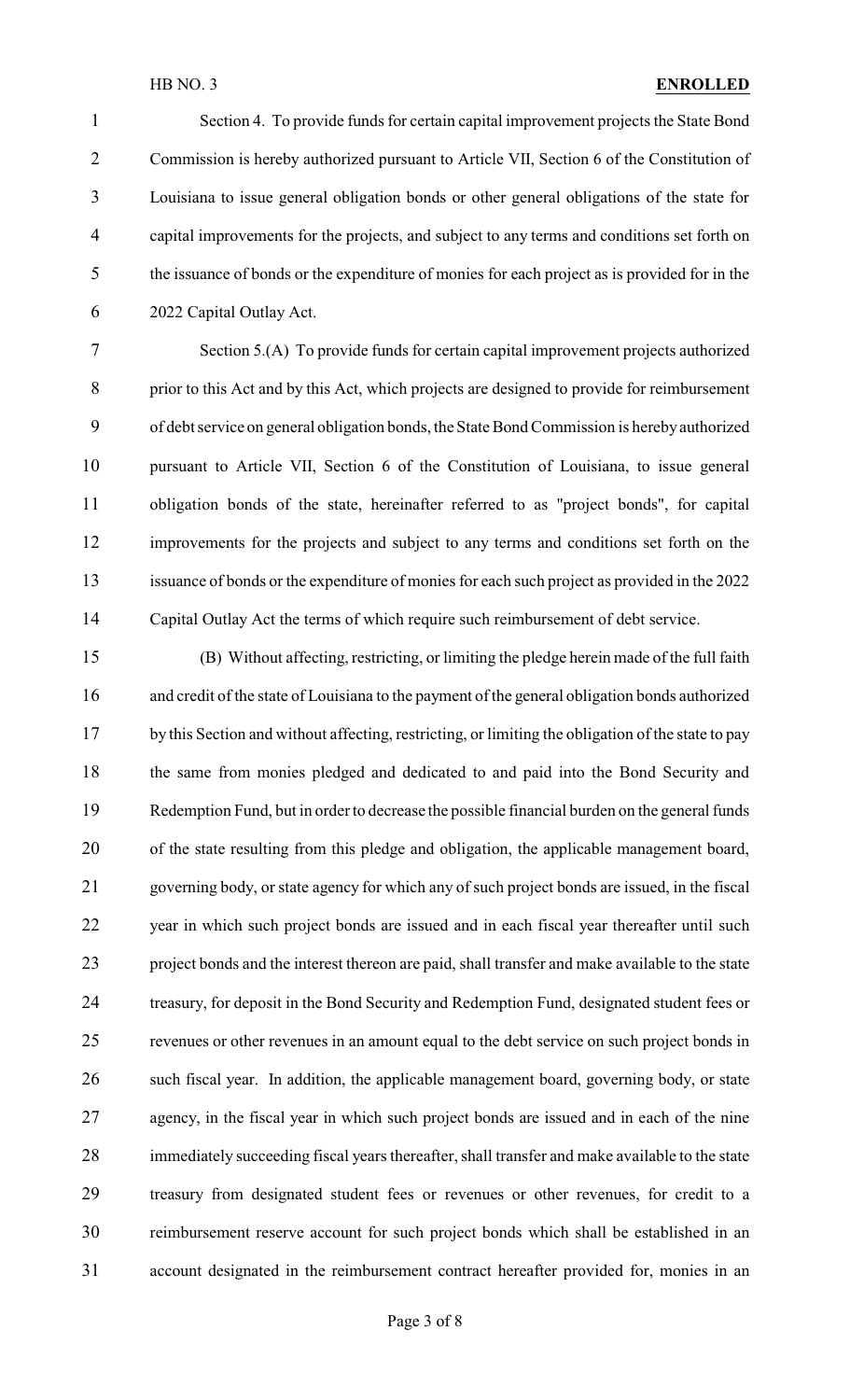Section 4. To provide funds for certain capital improvement projects the State Bond Commission is hereby authorized pursuant to Article VII, Section 6 of the Constitution of Louisiana to issue general obligation bonds or other general obligations of the state for capital improvements for the projects, and subject to any terms and conditions set forth on the issuance of bonds or the expenditure of monies for each project as is provided for in the 2022 Capital Outlay Act.

Section 5.(A) To provide funds for certain capital improvement projects authorized prior to this Act and by this Act, which projects are designed to provide for reimbursement of debt service on general obligation bonds, the State Bond Commission is hereby authorized pursuant to Article VII, Section 6 of the Constitution of Louisiana, to issue general obligation bonds of the state, hereinafter referred to as "project bonds", for capital improvements for the projects and subject to any terms and conditions set forth on the issuance of bonds or the expenditure of monies for each such project as provided in the 2022 Capital Outlay Act the terms of which require such reimbursement of debt service.

(B) Without affecting, restricting, or limiting the pledge herein made of the full faith and credit of the state of Louisiana to the payment of the general obligation bonds authorized by this Section and without affecting, restricting, or limiting the obligation of the state to pay the same from monies pledged and dedicated to and paid into the Bond Security and Redemption Fund, but in order to decrease the possible financial burden on the general funds of the state resulting from this pledge and obligation, the applicable management board, governing body, or state agency for which any of such project bonds are issued, in the fiscal year in which such project bonds are issued and in each fiscal year thereafter until such project bonds and the interest thereon are paid, shall transfer and make available to the state treasury, for deposit in the Bond Security and Redemption Fund, designated student fees or revenues or other revenues in an amount equal to the debt service on such project bonds in such fiscal year. In addition, the applicable management board, governing body, or state agency, in the fiscal year in which such project bonds are issued and in each of the nine immediately succeeding fiscal years thereafter, shall transfer and make available to the state treasury from designated student fees or revenues or other revenues, for credit to a reimbursement reserve account for such project bonds which shall be established in an account designated in the reimbursement contract hereafter provided for, monies in an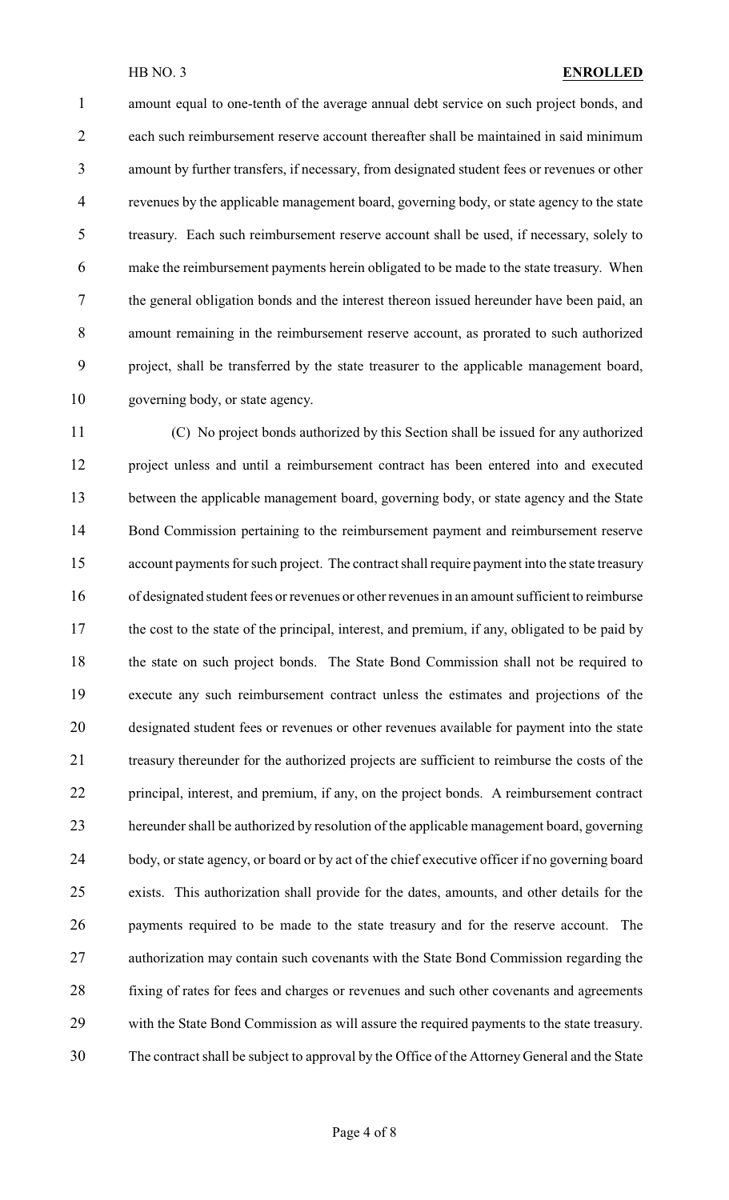amount equal to one-tenth of the average annual debt service on such project bonds, and each such reimbursement reserve account thereafter shall be maintained in said minimum amount by further transfers, if necessary, from designated student fees or revenues or other revenues by the applicable management board, governing body, or state agency to the state treasury. Each such reimbursement reserve account shall be used, if necessary, solely to make the reimbursement payments herein obligated to be made to the state treasury. When the general obligation bonds and the interest thereon issued hereunder have been paid, an amount remaining in the reimbursement reserve account, as prorated to such authorized project, shall be transferred by the state treasurer to the applicable management board, governing body, or state agency.

(C) No project bonds authorized by this Section shall be issued for any authorized project unless and until a reimbursement contract has been entered into and executed between the applicable management board, governing body, or state agency and the State Bond Commission pertaining to the reimbursement payment and reimbursement reserve account payments for such project. The contract shall require payment into the state treasury of designated student fees or revenues or other revenues in an amount sufficient to reimburse the cost to the state of the principal, interest, and premium, if any, obligated to be paid by the state on such project bonds. The State Bond Commission shall not be required to execute any such reimbursement contract unless the estimates and projections of the designated student fees or revenues or other revenues available for payment into the state treasury thereunder for the authorized projects are sufficient to reimburse the costs of the principal, interest, and premium, if any, on the project bonds. A reimbursement contract hereunder shall be authorized by resolution of the applicable management board, governing body, or state agency, or board or by act of the chief executive officer if no governing board exists. This authorization shall provide for the dates, amounts, and other details for the payments required to be made to the state treasury and for the reserve account. The authorization may contain such covenants with the State Bond Commission regarding the fixing of rates for fees and charges or revenues and such other covenants and agreements with the State Bond Commission as will assure the required payments to the state treasury. The contract shall be subject to approval by the Office of the Attorney General and the State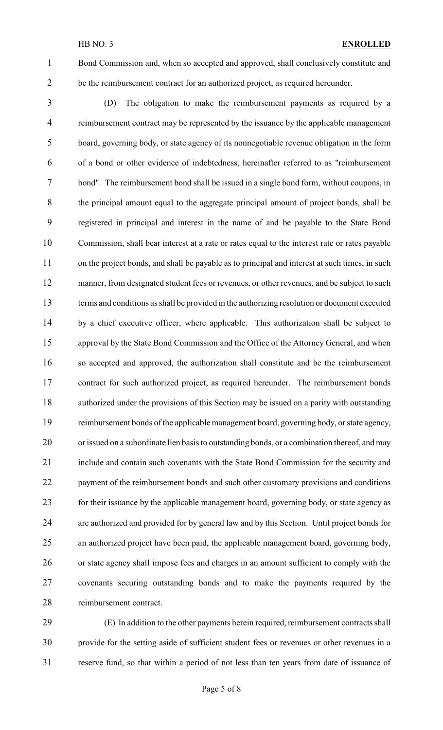Bond Commission and, when so accepted and approved, shall conclusively constitute and be the reimbursement contract for an authorized project, as required hereunder.

(D) The obligation to make the reimbursement payments as required by a reimbursement contract may be represented by the issuance by the applicable management board, governing body, or state agency of its nonnegotiable revenue obligation in the form of a bond or other evidence of indebtedness, hereinafter referred to as "reimbursement bond". The reimbursement bond shall be issued in a single bond form, without coupons, in the principal amount equal to the aggregate principal amount of project bonds, shall be registered in principal and interest in the name of and be payable to the State Bond Commission, shall bear interest at a rate or rates equal to the interest rate or rates payable on the project bonds, and shall be payable as to principal and interest at such times, in such manner, from designated student fees or revenues, or other revenues, and be subject to such terms and conditions as shall be provided in the authorizing resolution or document executed by a chief executive officer, where applicable. This authorization shall be subject to approval by the State Bond Commission and the Office of the Attorney General, and when so accepted and approved, the authorization shall constitute and be the reimbursement contract for such authorized project, as required hereunder. The reimbursement bonds authorized under the provisions of this Section may be issued on a parity with outstanding reimbursement bonds of the applicable management board, governing body, or state agency, or issued on a subordinate lien basis to outstanding bonds, or a combination thereof, and may include and contain such covenants with the State Bond Commission for the security and payment of the reimbursement bonds and such other customary provisions and conditions for their issuance by the applicable management board, governing body, or state agency as are authorized and provided for by general law and by this Section. Until project bonds for an authorized project have been paid, the applicable management board, governing body, or state agency shall impose fees and charges in an amount sufficient to comply with the covenants securing outstanding bonds and to make the payments required by the reimbursement contract.

(E) In addition to the other payments herein required, reimbursement contracts shall provide for the setting aside of sufficient student fees or revenues or other revenues in a reserve fund, so that within a period of not less than ten years from date of issuance of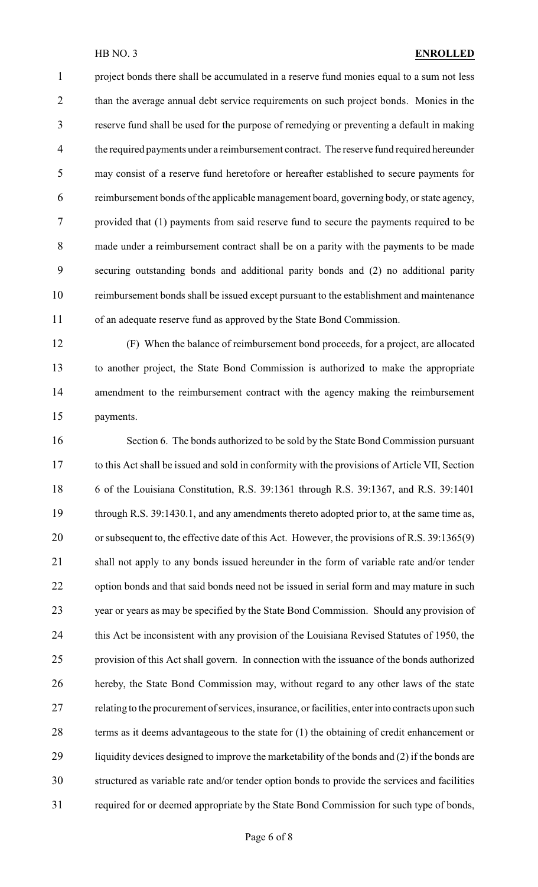project bonds there shall be accumulated in a reserve fund monies equal to a sum not less than the average annual debt service requirements on such project bonds. Monies in the reserve fund shall be used for the purpose of remedying or preventing a default in making the required payments under a reimbursement contract. The reserve fund required hereunder may consist of a reserve fund heretofore or hereafter established to secure payments for reimbursement bonds of the applicable management board, governing body, or state agency, provided that (1) payments from said reserve fund to secure the payments required to be made under a reimbursement contract shall be on a parity with the payments to be made securing outstanding bonds and additional parity bonds and (2) no additional parity reimbursement bonds shall be issued except pursuant to the establishment and maintenance of an adequate reserve fund as approved by the State Bond Commission.

(F) When the balance of reimbursement bond proceeds, for a project, are allocated to another project, the State Bond Commission is authorized to make the appropriate amendment to the reimbursement contract with the agency making the reimbursement payments.

Section 6. The bonds authorized to be sold by the State Bond Commission pursuant to this Act shall be issued and sold in conformity with the provisions of Article VII, Section 6 of the Louisiana Constitution, R.S. 39:1361 through R.S. 39:1367, and R.S. 39:1401 through R.S. 39:1430.1, and any amendments thereto adopted prior to, at the same time as, or subsequent to, the effective date of this Act. However, the provisions of R.S. 39:1365(9) shall not apply to any bonds issued hereunder in the form of variable rate and/or tender option bonds and that said bonds need not be issued in serial form and may mature in such year or years as may be specified by the State Bond Commission. Should any provision of this Act be inconsistent with any provision of the Louisiana Revised Statutes of 1950, the provision of this Act shall govern. In connection with the issuance of the bonds authorized hereby, the State Bond Commission may, without regard to any other laws of the state relating to the procurement of services, insurance, or facilities, enter into contracts upon such terms as it deems advantageous to the state for (1) the obtaining of credit enhancement or liquidity devices designed to improve the marketability of the bonds and (2) if the bonds are structured as variable rate and/or tender option bonds to provide the services and facilities required for or deemed appropriate by the State Bond Commission for such type of bonds,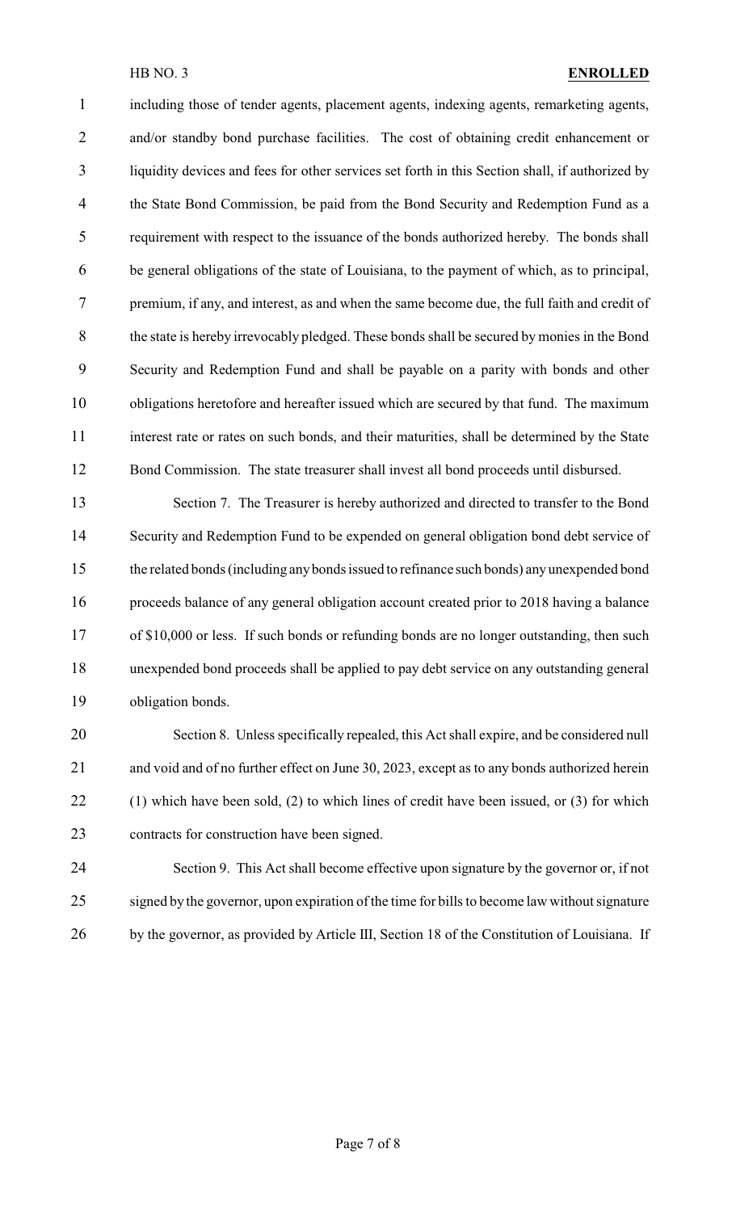including those of tender agents, placement agents, indexing agents, remarketing agents, and/or standby bond purchase facilities. The cost of obtaining credit enhancement or liquidity devices and fees for other services set forth in this Section shall, if authorized by the State Bond Commission, be paid from the Bond Security and Redemption Fund as a requirement with respect to the issuance of the bonds authorized hereby. The bonds shall be general obligations of the state of Louisiana, to the payment of which, as to principal, premium, if any, and interest, as and when the same become due, the full faith and credit of the state is hereby irrevocably pledged. These bonds shall be secured by monies in the Bond Security and Redemption Fund and shall be payable on a parity with bonds and other obligations heretofore and hereafter issued which are secured by that fund. The maximum interest rate or rates on such bonds, and their maturities, shall be determined by the State Bond Commission. The state treasurer shall invest all bond proceeds until disbursed.

Section 7. The Treasurer is hereby authorized and directed to transfer to the Bond Security and Redemption Fund to be expended on general obligation bond debt service of the related bonds (including any bonds issued to refinance such bonds) any unexpended bond proceeds balance of any general obligation account created prior to 2018 having a balance of $10,000 or less. If such bonds or refunding bonds are no longer outstanding, then such unexpended bond proceeds shall be applied to pay debt service on any outstanding general obligation bonds.

Section 8. Unless specifically repealed, this Act shall expire, and be considered null and void and of no further effect on June 30, 2023, except as to any bonds authorized herein (1) which have been sold, (2) to which lines of credit have been issued, or (3) for which contracts for construction have been signed.

Section 9. This Act shall become effective upon signature by the governor or, if not signed by the governor, upon expiration of the time for bills to become law without signature by the governor, as provided by Article III, Section 18 of the Constitution of Louisiana. If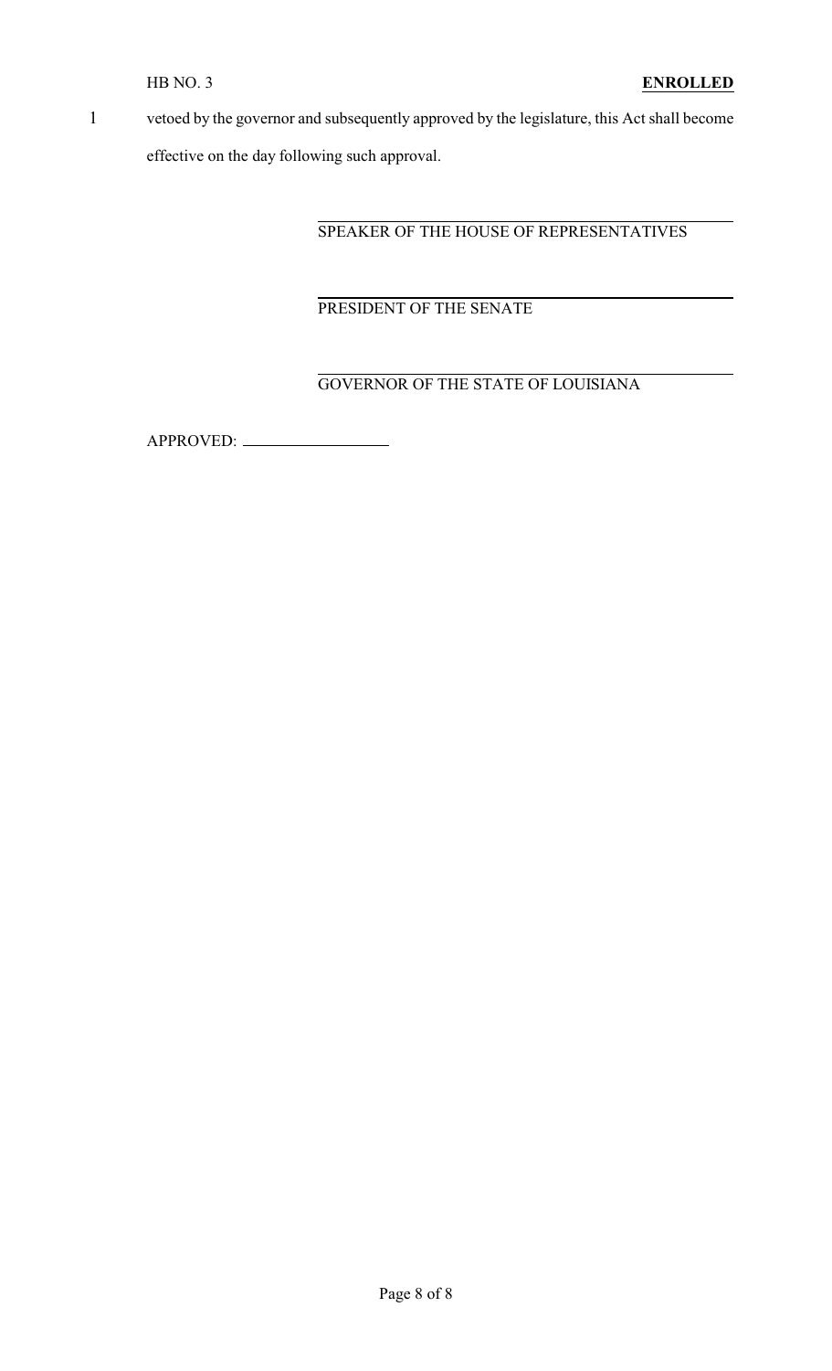vetoed by the governor and subsequently approved by the legislature, this Act shall become effective on the day following such approval.

SPEAKER OF THE HOUSE OF REPRESENTATIVES

PRESIDENT OF THE SENATE

GOVERNOR OF THE STATE OF LOUISIANA

APPROVED: \_\_\_\_\_\_\_\_\_\_\_\_\_\_\_\_\_\_